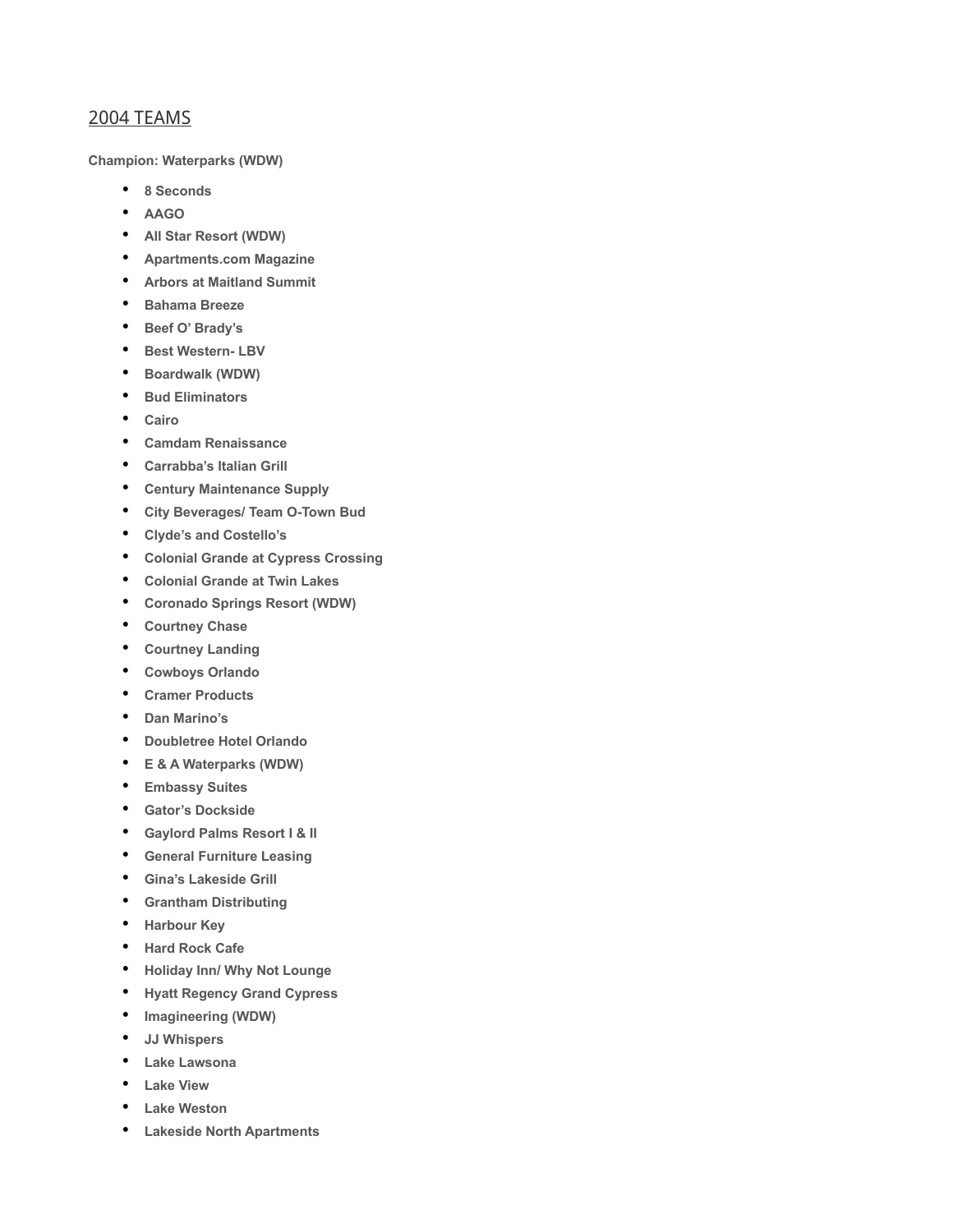## 2004 TEAMS

**Champion: Waterparks (WDW)**

- **8 Seconds**
- **AAGO**
- **All Star Resort (WDW)**
- **Apartments.com Magazine**
- **Arbors at Maitland Summit**
- **Bahama Breeze**
- **Beef O' Brady's**
- **Best Western- LBV**
- **Boardwalk (WDW)**
- **Bud Eliminators**
- **Cairo**
- **Camdam Renaissance**
- **Carrabba's Italian Grill**
- **Century Maintenance Supply**
- **City Beverages/ Team O-Town Bud**
- **Clyde's and Costello's**
- **Colonial Grande at Cypress Crossing**
- **Colonial Grande at Twin Lakes**
- **Coronado Springs Resort (WDW)**
- **Courtney Chase**
- **Courtney Landing**
- **Cowboys Orlando**
- **Cramer Products**
- **Dan Marino's**
- **Doubletree Hotel Orlando**
- **E & A Waterparks (WDW)**
- **Embassy Suites**
- **Gator's Dockside**
- **Gaylord Palms Resort I & II**
- **General Furniture Leasing**
- **Gina's Lakeside Grill**
- **Grantham Distributing**
- **Harbour Key**
- **Hard Rock Cafe**
- **Holiday Inn/ Why Not Lounge**
- **Hyatt Regency Grand Cypress**
- **Imagineering (WDW)**
- **JJ Whispers**
- **Lake Lawsona**
- **Lake View**
- **Lake Weston**
- **Lakeside North Apartments**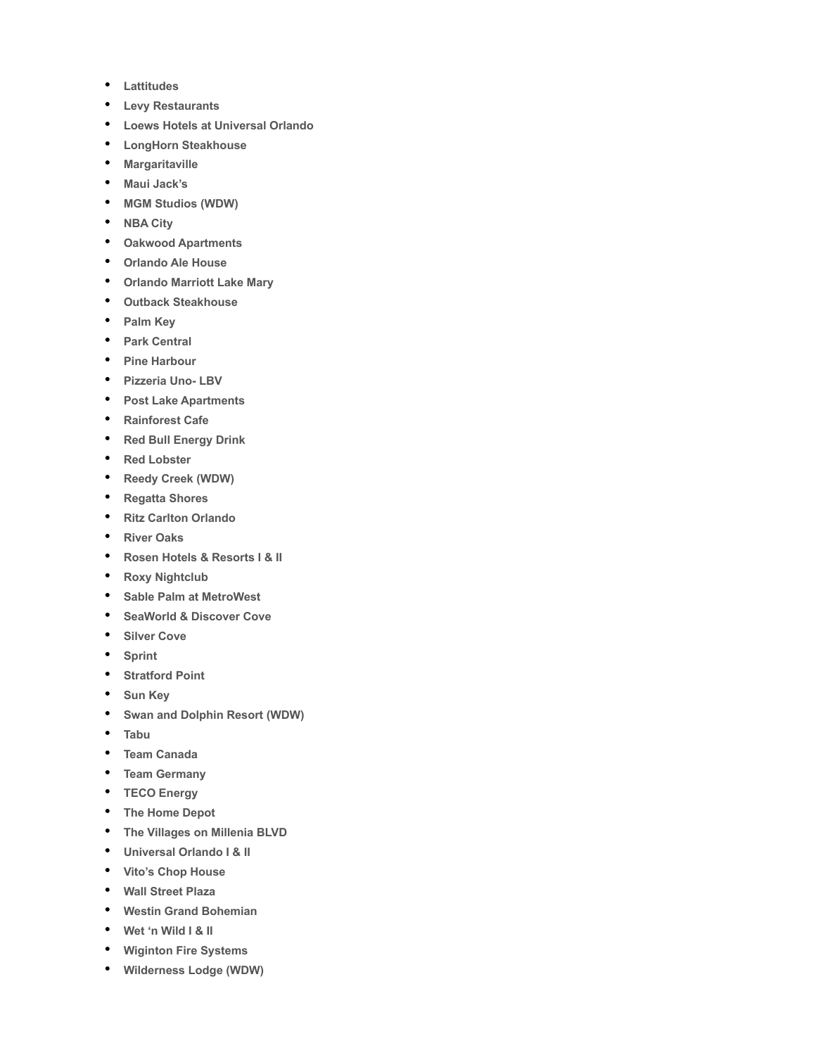- **Lattitudes**
- **Levy Restaurants**
- **Loews Hotels at Universal Orlando**
- **LongHorn Steakhouse**
- **Margaritaville**
- **Maui Jack's**
- **MGM Studios (WDW)**
- **NBA City**
- **Oakwood Apartments**
- **Orlando Ale House**
- **Orlando Marriott Lake Mary**
- **Outback Steakhouse**
- **Palm Key**
- **Park Central**
- **Pine Harbour**
- **Pizzeria Uno- LBV**
- **Post Lake Apartments**
- **Rainforest Cafe**
- **Red Bull Energy Drink**
- **Red Lobster**
- **Reedy Creek (WDW)**
- **Regatta Shores**
- **Ritz Carlton Orlando**
- **River Oaks**
- **Rosen Hotels & Resorts I & II**
- **Roxy Nightclub**
- **Sable Palm at MetroWest**
- **SeaWorld & Discover Cove**
- **Silver Cove**
- **Sprint**
- **Stratford Point**
- **Sun Key**
- **Swan and Dolphin Resort (WDW)**
- **Tabu**
- **Team Canada**
- **Team Germany**
- **TECO Energy**
- **The Home Depot**
- **The Villages on Millenia BLVD**
- **Universal Orlando I & II**
- **Vito's Chop House**
- **Wall Street Plaza**
- **Westin Grand Bohemian**
- **Wet 'n Wild I & II**
- **Wiginton Fire Systems**
- **Wilderness Lodge (WDW)**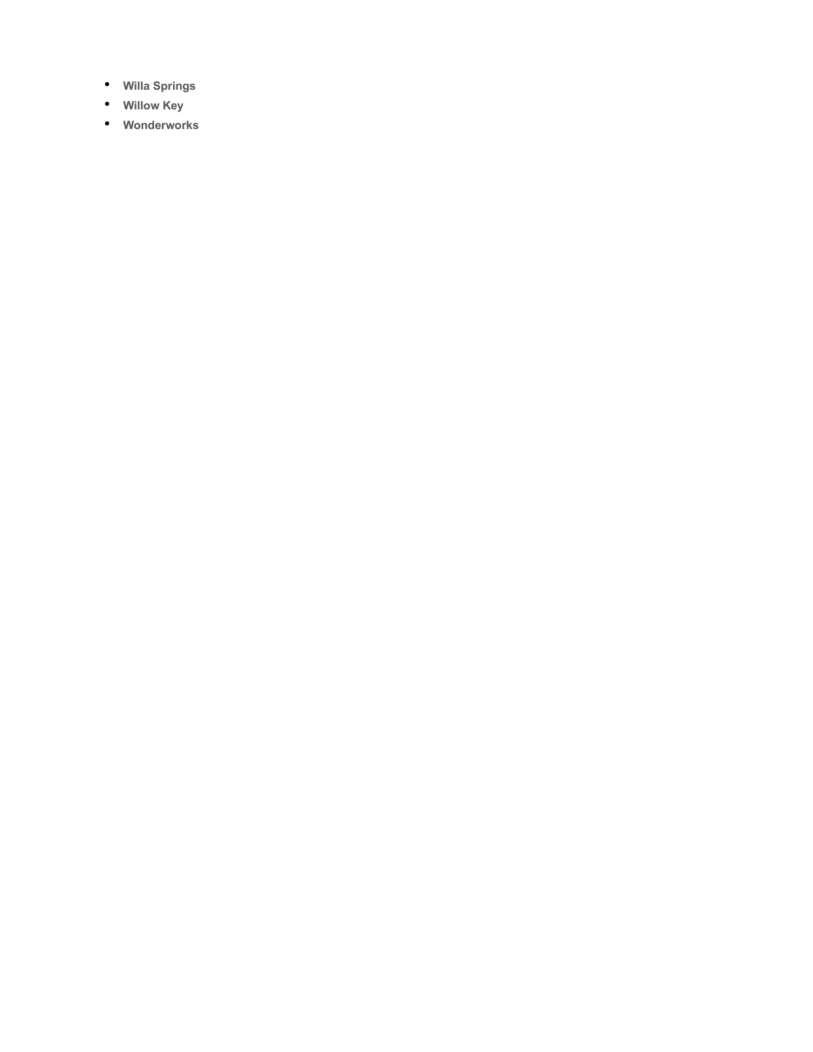- **Willa Springs**
- **Willow Key**
- **Wonderworks**